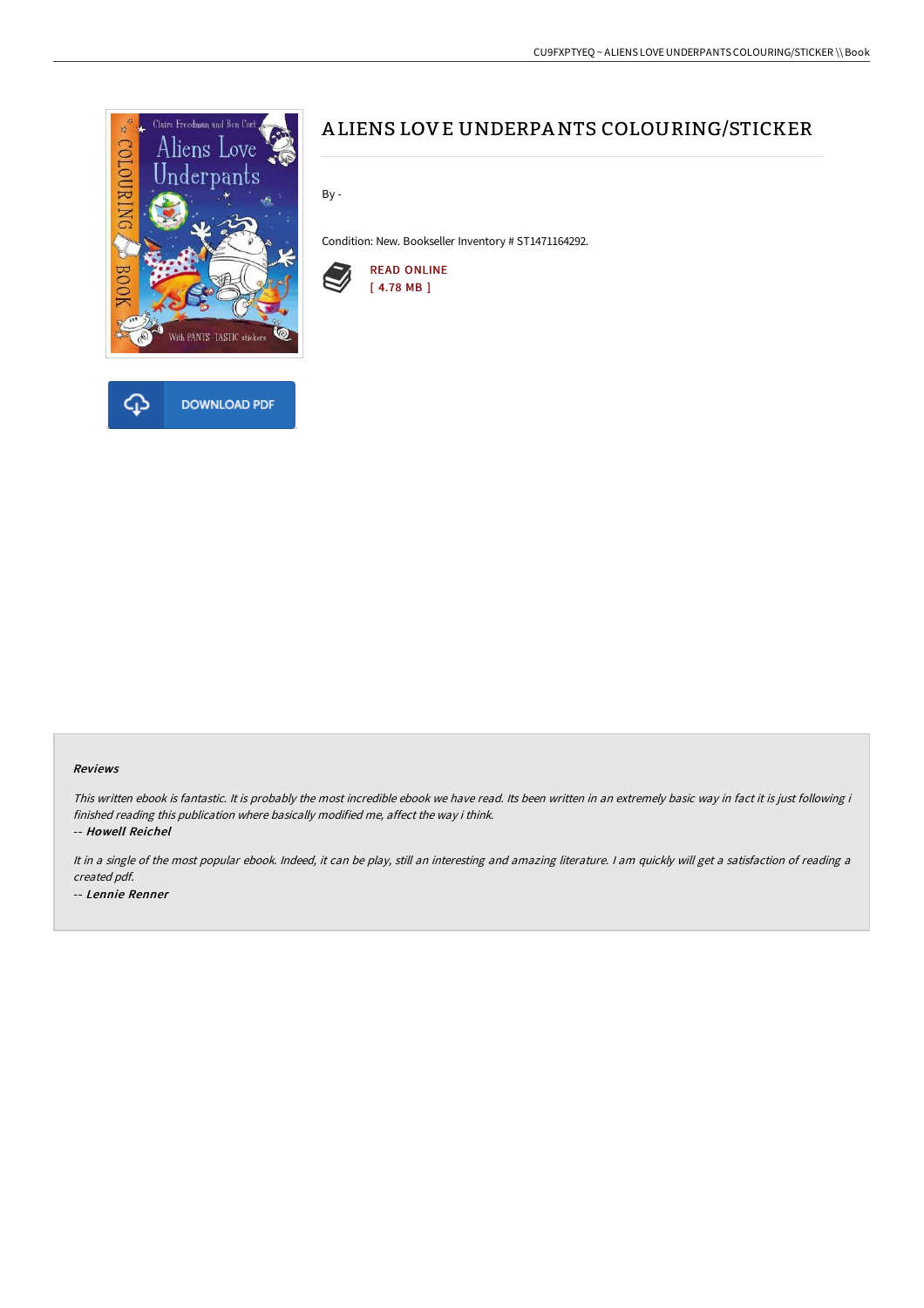# ALIENS LOVE UNDERPANTS COLOURING/STICKER

By -

Condition: New. Bookseller Inventory # ST1471164292.

READ ONLINE
[ 4.78 MB ]

DOWNLOAD PDF

### Reviews

*This written ebook is fantastic. It is probably the most incredible ebook we have read. Its been written in an extremely basic way in fact it is just following i finished reading this publication where basically modified me, affect the way i think.*

*-- **Howell Reichel***

*It in a single of the most popular ebook. Indeed, it can be play, still an interesting and amazing literature. I am quickly will get a satisfaction of reading a created pdf.*

*-- **Lennie Renner***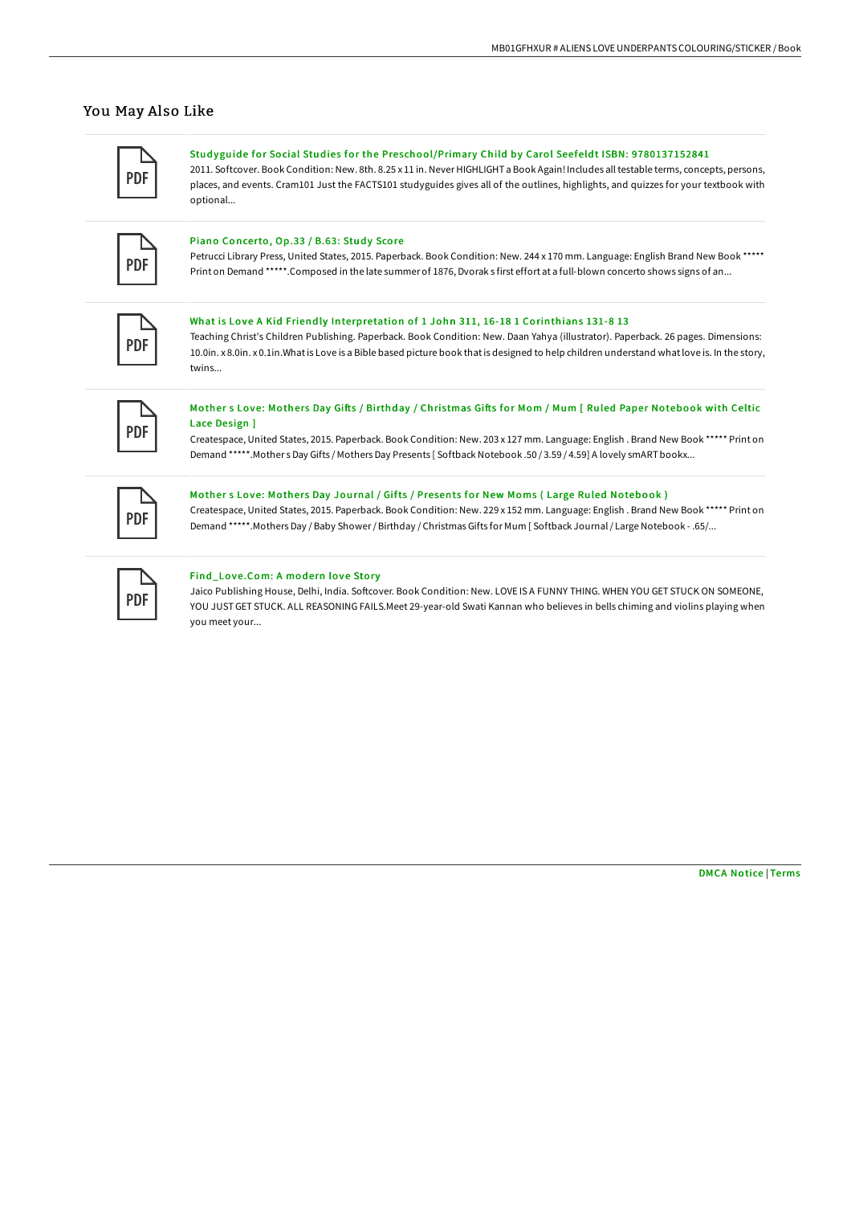## You May Also Like

### Studyguide for Social Studies for the Preschool/Primary Child by Carol Seefeldt ISBN: 9780137152841

2011. Softcover. Book Condition: New. 8th. 8.25 x 11 in. Never HIGHLIGHT a Book Again! Includes all testable terms, concepts, persons, places, and events. Cram101 Just the FACTS101 studyguides gives all of the outlines, highlights, and quizzes for your textbook with optional...

### Piano Concerto, Op.33 / B.63: Study Score

Petrucci Library Press, United States, 2015. Paperback. Book Condition: New. 244 x 170 mm. Language: English Brand New Book ***** Print on Demand *****.Composed in the late summer of 1876, Dvorak s first effort at a full-blown concerto shows signs of an...

### What is Love A Kid Friendly Interpretation of 1 John 311, 16-18 1 Corinthians 131-8 13

Teaching Christ's Children Publishing. Paperback. Book Condition: New. Daan Yahya (illustrator). Paperback. 26 pages. Dimensions: 10.0in. x 8.0in. x 0.1in.What is Love is a Bible based picture book that is designed to help children understand what love is. In the story, twins...

### Mother s Love: Mothers Day Gifts / Birthday / Christmas Gifts for Mom / Mum [ Ruled Paper Notebook with Celtic Lace Design ]

Createspace, United States, 2015. Paperback. Book Condition: New. 203 x 127 mm. Language: English . Brand New Book ***** Print on Demand *****.Mother s Day Gifts / Mothers Day Presents [ Softback Notebook .50 / 3.59 / 4.59] A lovely smART bookx...

### Mother s Love: Mothers Day Journal / Gifts / Presents for New Moms ( Large Ruled Notebook )

Createspace, United States, 2015. Paperback. Book Condition: New. 229 x 152 mm. Language: English . Brand New Book ***** Print on Demand *****.Mothers Day / Baby Shower / Birthday / Christmas Gifts for Mum [ Softback Journal / Large Notebook - .65/...

### Find_Love.Com: A modern love Story

Jaico Publishing House, Delhi, India. Softcover. Book Condition: New. LOVE IS A FUNNY THING. WHEN YOU GET STUCK ON SOMEONE, YOU JUST GET STUCK. ALL REASONING FAILS.Meet 29-year-old Swati Kannan who believes in bells chiming and violins playing when you meet your...